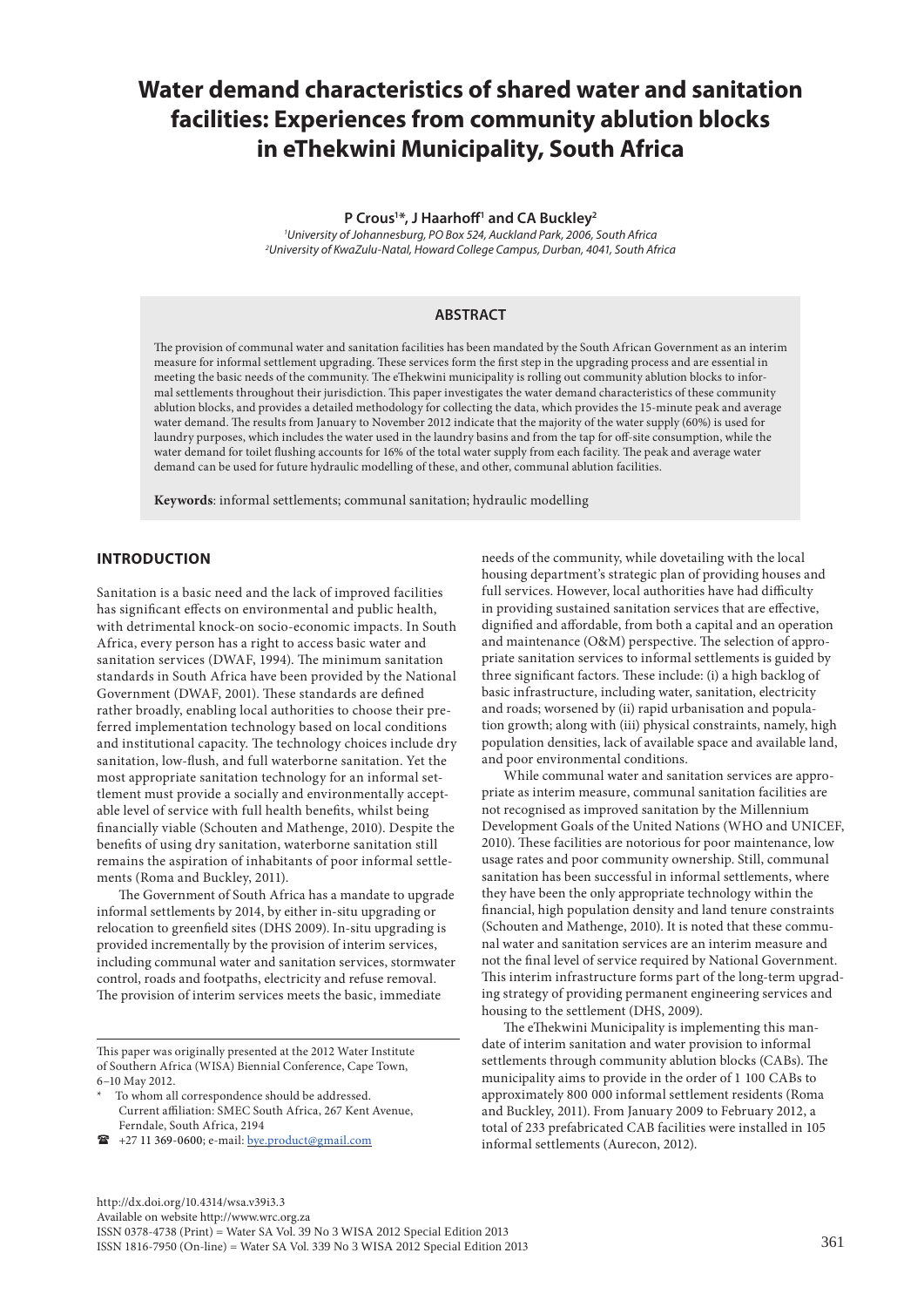# Water demand characteristics of shared water and sanitation facilities: Experiences from community ablution blocks in eThekwini Municipality, South Africa

**P Crous[1]\*, J Haarhoff[1] and CA Buckley[2]**

[1]*University of Johannesburg, PO Box 524, Auckland Park, 2006, South Africa*
[2]*University of KwaZulu-Natal, Howard College Campus, Durban, 4041, South Africa*

## ABSTRACT

The provision of communal water and sanitation facilities has been mandated by the South African Government as an interim measure for informal settlement upgrading. These services form the first step in the upgrading process and are essential in meeting the basic needs of the community. The eThekwini municipality is rolling out community ablution blocks to informal settlements throughout their jurisdiction. This paper investigates the water demand characteristics of these community ablution blocks, and provides a detailed methodology for collecting the data, which provides the 15-minute peak and average water demand. The results from January to November 2012 indicate that the majority of the water supply (60%) is used for laundry purposes, which includes the water used in the laundry basins and from the tap for off-site consumption, while the water demand for toilet flushing accounts for 16% of the total water supply from each facility. The peak and average water demand can be used for future hydraulic modelling of these, and other, communal ablution facilities.

**Keywords**: informal settlements; communal sanitation; hydraulic modelling

## INTRODUCTION

Sanitation is a basic need and the lack of improved facilities has significant effects on environmental and public health, with detrimental knock-on socio-economic impacts. In South Africa, every person has a right to access basic water and sanitation services (DWAF, 1994). The minimum sanitation standards in South Africa have been provided by the National Government (DWAF, 2001). These standards are defined rather broadly, enabling local authorities to choose their preferred implementation technology based on local conditions and institutional capacity. The technology choices include dry sanitation, low-flush, and full waterborne sanitation. Yet the most appropriate sanitation technology for an informal settlement must provide a socially and environmentally acceptable level of service with full health benefits, whilst being financially viable (Schouten and Mathenge, 2010). Despite the benefits of using dry sanitation, waterborne sanitation still remains the aspiration of inhabitants of poor informal settlements (Roma and Buckley, 2011).

The Government of South Africa has a mandate to upgrade informal settlements by 2014, by either in-situ upgrading or relocation to greenfield sites (DHS 2009). In-situ upgrading is provided incrementally by the provision of interim services, including communal water and sanitation services, stormwater control, roads and footpaths, electricity and refuse removal. The provision of interim services meets the basic, immediate needs of the community, while dovetailing with the local housing department's strategic plan of providing houses and full services. However, local authorities have had difficulty in providing sustained sanitation services that are effective, dignified and affordable, from both a capital and an operation and maintenance (O&M) perspective. The selection of appropriate sanitation services to informal settlements is guided by three significant factors. These include: (i) a high backlog of basic infrastructure, including water, sanitation, electricity and roads; worsened by (ii) rapid urbanisation and population growth; along with (iii) physical constraints, namely, high population densities, lack of available space and available land, and poor environmental conditions.

While communal water and sanitation services are appropriate as interim measure, communal sanitation facilities are not recognised as improved sanitation by the Millennium Development Goals of the United Nations (WHO and UNICEF, 2010). These facilities are notorious for poor maintenance, low usage rates and poor community ownership. Still, communal sanitation has been successful in informal settlements, where they have been the only appropriate technology within the financial, high population density and land tenure constraints (Schouten and Mathenge, 2010). It is noted that these communal water and sanitation services are an interim measure and not the final level of service required by National Government. This interim infrastructure forms part of the long-term upgrading strategy of providing permanent engineering services and housing to the settlement (DHS, 2009).

The eThekwini Municipality is implementing this mandate of interim sanitation and water provision to informal settlements through community ablution blocks (CABs). The municipality aims to provide in the order of 1 100 CABs to approximately 800 000 informal settlement residents (Roma and Buckley, 2011). From January 2009 to February 2012, a total of 233 prefabricated CAB facilities were installed in 105 informal settlements (Aurecon, 2012).

---

This paper was originally presented at the 2012 Water Institute of Southern Africa (WISA) Biennial Conference, Cape Town, 6–10 May 2012.

\* To whom all correspondence should be addressed. Current affiliation: SMEC South Africa, 267 Kent Avenue, Ferndale, South Africa, 2194

☎ +27 11 369-0600; e-mail: bye.product@gmail.com

http://dx.doi.org/10.4314/wsa.v39i3.3
Available on website http://www.wrc.org.za
ISSN 0378-4738 (Print) = Water SA Vol. 39 No 3 WISA 2012 Special Edition 2013
ISSN 1816-7950 (On-line) = Water SA Vol. 339 No 3 WISA 2012 Special Edition 2013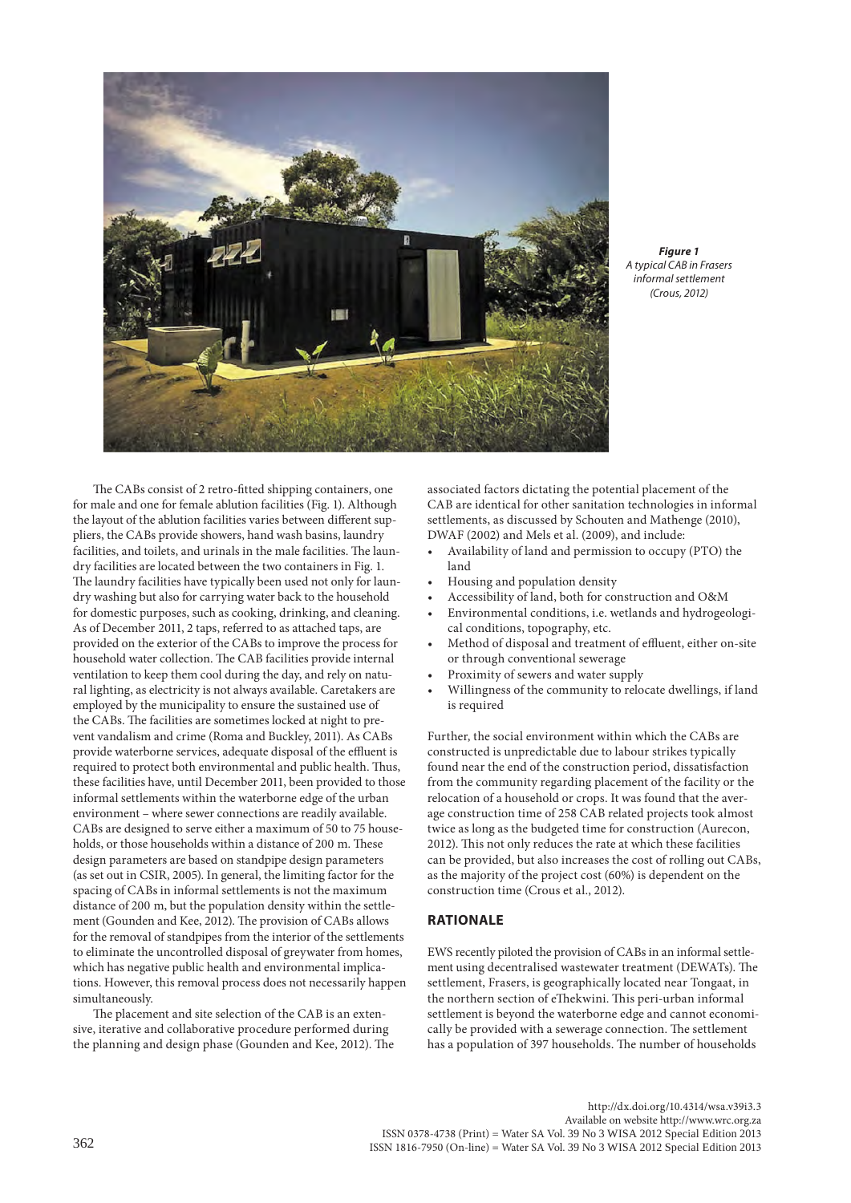*Figure 1*
*A typical CAB in Frasers informal settlement (Crous, 2012)*

The CABs consist of 2 retro-fitted shipping containers, one for male and one for female ablution facilities (Fig. 1). Although the layout of the ablution facilities varies between different suppliers, the CABs provide showers, hand wash basins, laundry facilities, and toilets, and urinals in the male facilities. The laundry facilities are located between the two containers in Fig. 1. The laundry facilities have typically been used not only for laundry washing but also for carrying water back to the household for domestic purposes, such as cooking, drinking, and cleaning. As of December 2011, 2 taps, referred to as attached taps, are provided on the exterior of the CABs to improve the process for household water collection. The CAB facilities provide internal ventilation to keep them cool during the day, and rely on natural lighting, as electricity is not always available. Caretakers are employed by the municipality to ensure the sustained use of the CABs. The facilities are sometimes locked at night to prevent vandalism and crime (Roma and Buckley, 2011). As CABs provide waterborne services, adequate disposal of the effluent is required to protect both environmental and public health. Thus, these facilities have, until December 2011, been provided to those informal settlements within the waterborne edge of the urban environment – where sewer connections are readily available. CABs are designed to serve either a maximum of 50 to 75 households, or those households within a distance of 200 m. These design parameters are based on standpipe design parameters (as set out in CSIR, 2005). In general, the limiting factor for the spacing of CABs in informal settlements is not the maximum distance of 200 m, but the population density within the settlement (Gounden and Kee, 2012). The provision of CABs allows for the removal of standpipes from the interior of the settlements to eliminate the uncontrolled disposal of greywater from homes, which has negative public health and environmental implications. However, this removal process does not necessarily happen simultaneously.

The placement and site selection of the CAB is an extensive, iterative and collaborative procedure performed during the planning and design phase (Gounden and Kee, 2012). The associated factors dictating the potential placement of the CAB are identical for other sanitation technologies in informal settlements, as discussed by Schouten and Mathenge (2010), DWAF (2002) and Mels et al. (2009), and include:

- Availability of land and permission to occupy (PTO) the land
- Housing and population density
- Accessibility of land, both for construction and O&M
- Environmental conditions, i.e. wetlands and hydrogeological conditions, topography, etc.
- Method of disposal and treatment of effluent, either on-site or through conventional sewerage
- Proximity of sewers and water supply
- Willingness of the community to relocate dwellings, if land is required

Further, the social environment within which the CABs are constructed is unpredictable due to labour strikes typically found near the end of the construction period, dissatisfaction from the community regarding placement of the facility or the relocation of a household or crops. It was found that the average construction time of 258 CAB related projects took almost twice as long as the budgeted time for construction (Aurecon, 2012). This not only reduces the rate at which these facilities can be provided, but also increases the cost of rolling out CABs, as the majority of the project cost (60%) is dependent on the construction time (Crous et al., 2012).

## RATIONALE

EWS recently piloted the provision of CABs in an informal settlement using decentralised wastewater treatment (DEWATs). The settlement, Frasers, is geographically located near Tongaat, in the northern section of eThekwini. This peri-urban informal settlement is beyond the waterborne edge and cannot economically be provided with a sewerage connection. The settlement has a population of 397 households. The number of households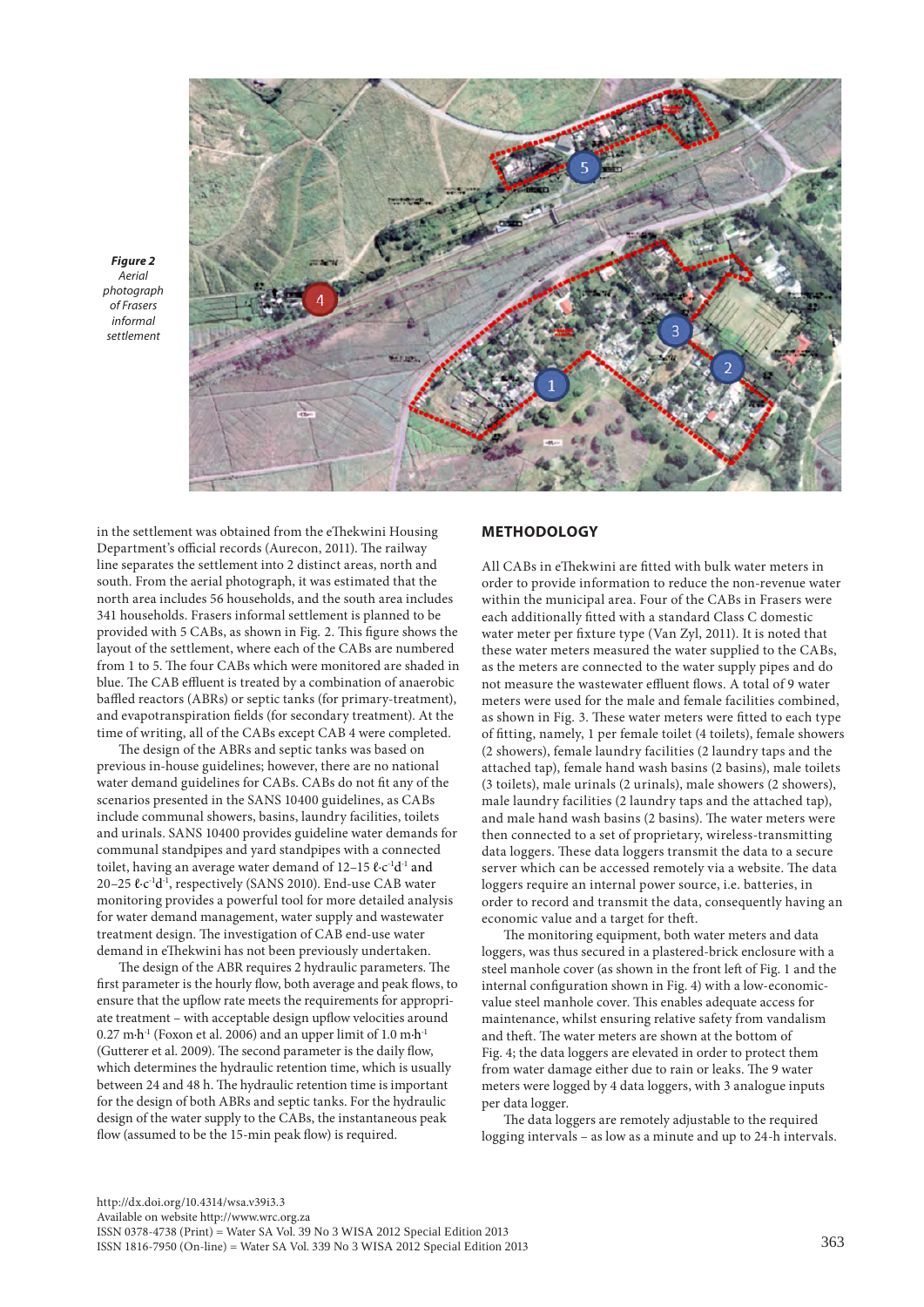**Figure 2** *Aerial photograph of Frasers informal settlement*

in the settlement was obtained from the eThekwini Housing Department's official records (Aurecon, 2011). The railway line separates the settlement into 2 distinct areas, north and south. From the aerial photograph, it was estimated that the north area includes 56 households, and the south area includes 341 households. Frasers informal settlement is planned to be provided with 5 CABs, as shown in Fig. 2. This figure shows the layout of the settlement, where each of the CABs are numbered from 1 to 5. The four CABs which were monitored are shaded in blue. The CAB effluent is treated by a combination of anaerobic baffled reactors (ABRs) or septic tanks (for primary-treatment), and evapotranspiration fields (for secondary treatment). At the time of writing, all of the CABs except CAB 4 were completed.

The design of the ABRs and septic tanks was based on previous in-house guidelines; however, there are no national water demand guidelines for CABs. CABs do not fit any of the scenarios presented in the SANS 10400 guidelines, as CABs include communal showers, basins, laundry facilities, toilets and urinals. SANS 10400 provides guideline water demands for communal standpipes and yard standpipes with a connected toilet, having an average water demand of 12–15 $\ell \cdot c^{-1}d^{-1}$ and 20–25 $\ell \cdot c^{-1}d^{-1}$, respectively (SANS 2010). End-use CAB water monitoring provides a powerful tool for more detailed analysis for water demand management, water supply and wastewater treatment design. The investigation of CAB end-use water demand in eThekwini has not been previously undertaken.

The design of the ABR requires 2 hydraulic parameters. The first parameter is the hourly flow, both average and peak flows, to ensure that the upflow rate meets the requirements for appropriate treatment – with acceptable design upflow velocities around 0.27 $m \cdot h^{-1}$ (Foxon et al. 2006) and an upper limit of 1.0 $m \cdot h^{-1}$ (Gutterer et al. 2009). The second parameter is the daily flow, which determines the hydraulic retention time, which is usually between 24 and 48 h. The hydraulic retention time is important for the design of both ABRs and septic tanks. For the hydraulic design of the water supply to the CABs, the instantaneous peak flow (assumed to be the 15-min peak flow) is required.

## METHODOLOGY

All CABs in eThekwini are fitted with bulk water meters in order to provide information to reduce the non-revenue water within the municipal area. Four of the CABs in Frasers were each additionally fitted with a standard Class C domestic water meter per fixture type (Van Zyl, 2011). It is noted that these water meters measured the water supplied to the CABs, as the meters are connected to the water supply pipes and do not measure the wastewater effluent flows. A total of 9 water meters were used for the male and female facilities combined, as shown in Fig. 3. These water meters were fitted to each type of fitting, namely, 1 per female toilet (4 toilets), female showers (2 showers), female laundry facilities (2 laundry taps and the attached tap), female hand wash basins (2 basins), male toilets (3 toilets), male urinals (2 urinals), male showers (2 showers), male laundry facilities (2 laundry taps and the attached tap), and male hand wash basins (2 basins). The water meters were then connected to a set of proprietary, wireless-transmitting data loggers. These data loggers transmit the data to a secure server which can be accessed remotely via a website. The data loggers require an internal power source, i.e. batteries, in order to record and transmit the data, consequently having an economic value and a target for theft.

The monitoring equipment, both water meters and data loggers, was thus secured in a plastered-brick enclosure with a steel manhole cover (as shown in the front left of Fig. 1 and the internal configuration shown in Fig. 4) with a low-economic-value steel manhole cover. This enables adequate access for maintenance, whilst ensuring relative safety from vandalism and theft. The water meters are shown at the bottom of Fig. 4; the data loggers are elevated in order to protect them from water damage either due to rain or leaks. The 9 water meters were logged by 4 data loggers, with 3 analogue inputs per data logger.

The data loggers are remotely adjustable to the required logging intervals – as low as a minute and up to 24-h intervals.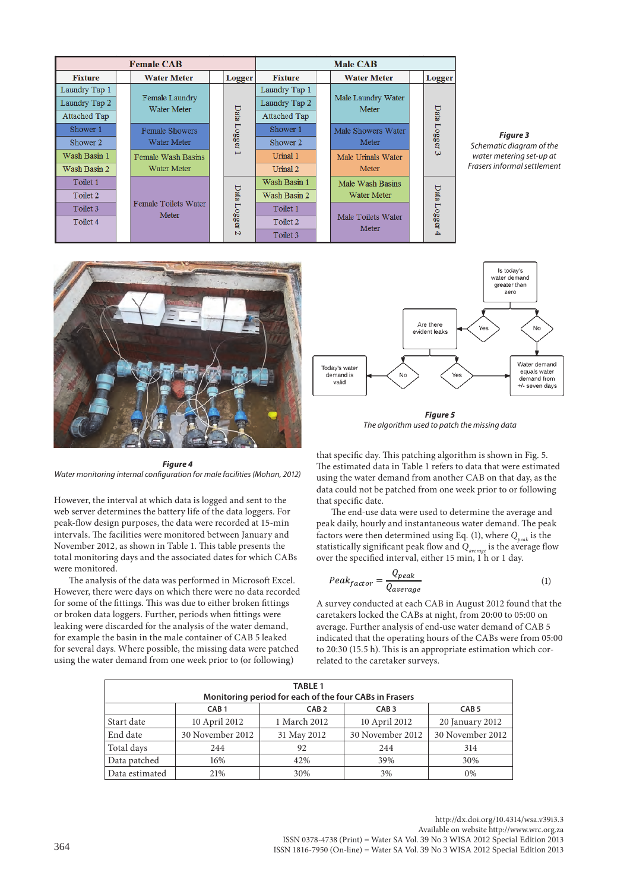| Female CAB | | | Male CAB | | |
|---|---|---|---|---|---|
| Fixture | Water Meter | Logger | Fixture | Water Meter | Logger |
| Laundry Tap 1 | Female Laundry Water Meter | Data Logger 1 | Laundry Tap 1 | Male Laundry Water Meter | Data Logger 3 |
| Laundry Tap 2 | | | Laundry Tap 2 | | |
| Attached Tap | | | Attached Tap | | |
| Shower 1 | Female Showers Water Meter | | Shower 1 | Male Showers Water Meter | |
| Shower 2 | | | Shower 2 | | |
| Wash Basin 1 | Female Wash Basins Water Meter | | Urinal 1 | Male Urinals Water Meter | |
| Wash Basin 2 | | | Urinal 2 | | |
| Toilet 1 | Female Toilets Water Meter | Data Logger 2 | Wash Basin 1 | Male Wash Basins Water Meter | Data Logger 4 |
| Toilet 2 | | | Wash Basin 2 | | |
| Toilet 3 | | | Toilet 1 | Male Toilets Water Meter | |
| Toilet 4 | | | Toilet 2 | | |
| | | | Toilet 3 | | |

**Figure 3**
*Schematic diagram of the water metering set-up at Frasers informal settlement*

**Figure 4**
*Water monitoring internal configuration for male facilities (Mohan, 2012)*

**Figure 5**
*The algorithm used to patch the missing data*

However, the interval at which data is logged and sent to the web server determines the battery life of the data loggers. For peak-flow design purposes, the data were recorded at 15-min intervals. The facilities were monitored between January and November 2012, as shown in Table 1. This table presents the total monitoring days and the associated dates for which CABs were monitored.

The analysis of the data was performed in Microsoft Excel. However, there were days on which there were no data recorded for some of the fittings. This was due to either broken fittings or broken data loggers. Further, periods when fittings were leaking were discarded for the analysis of the water demand, for example the basin in the male container of CAB 5 leaked for several days. Where possible, the missing data were patched using the water demand from one week prior to (or following) that specific day. This patching algorithm is shown in Fig. 5. The estimated data in Table 1 refers to data that were estimated using the water demand from another CAB on that day, as the data could not be patched from one week prior to or following that specific date.

The end-use data were used to determine the average and peak daily, hourly and instantaneous water demand. The peak factors were then determined using Eq. (1), where $Q_{peak}$ is the statistically significant peak flow and $Q_{average}$ is the average flow over the specified interval, either 15 min, 1 h or 1 day.

$$Peak_{factor} = \frac{Q_{peak}}{Q_{average}} \tag{1}$$

A survey conducted at each CAB in August 2012 found that the caretakers locked the CABs at night, from 20:00 to 05:00 on average. Further analysis of end-use water demand of CAB 5 indicated that the operating hours of the CABs were from 05:00 to 20:30 (15.5 h). This is an appropriate estimation which correlated to the caretaker surveys.

**TABLE 1**
**Monitoring period for each of the four CABs in Frasers**

| | CAB 1 | CAB 2 | CAB 3 | CAB 5 |
|---|---|---|---|---|
| Start date | 10 April 2012 | 1 March 2012 | 10 April 2012 | 20 January 2012 |
| End date | 30 November 2012 | 31 May 2012 | 30 November 2012 | 30 November 2012 |
| Total days | 244 | 92 | 244 | 314 |
| Data patched | 16% | 42% | 39% | 30% |
| Data estimated | 21% | 30% | 3% | 0% |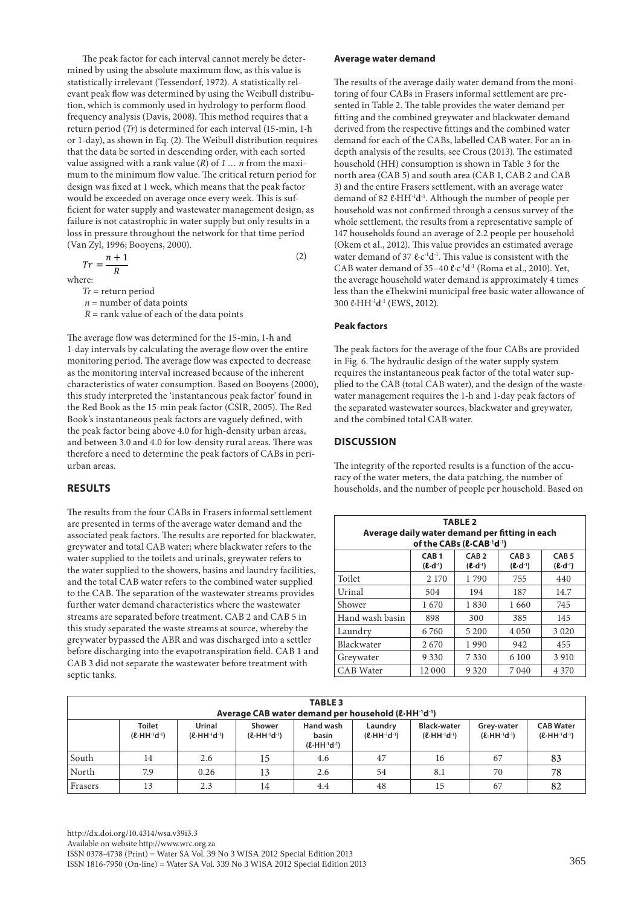The peak factor for each interval cannot merely be determined by using the absolute maximum flow, as this value is statistically irrelevant (Tessendorf, 1972). A statistically relevant peak flow was determined by using the Weibull distribution, which is commonly used in hydrology to perform flood frequency analysis (Davis, 2008). This method requires that a return period ($Tr$) is determined for each interval (15-min, 1-h or 1-day), as shown in Eq. (2). The Weibull distribution requires that the data be sorted in descending order, with each sorted value assigned with a rank value ($R$) of $1 \ldots n$ from the maximum to the minimum flow value. The critical return period for design was fixed at 1 week, which means that the peak factor would be exceeded on average once every week. This is sufficient for water supply and wastewater management design, as failure is not catastrophic in water supply but only results in a loss in pressure throughout the network for that time period (Van Zyl, 1996; Booyens, 2000).

$$Tr = \frac{n+1}{R} \tag{2}$$

where:

$Tr$ = return period
$n$ = number of data points
$R$ = rank value of each of the data points

The average flow was determined for the 15-min, 1-h and 1-day intervals by calculating the average flow over the entire monitoring period. The average flow was expected to decrease as the monitoring interval increased because of the inherent characteristics of water consumption. Based on Booyens (2000), this study interpreted the 'instantaneous peak factor' found in the Red Book as the 15-min peak factor (CSIR, 2005). The Red Book's instantaneous peak factors are vaguely defined, with the peak factor being above 4.0 for high-density urban areas, and between 3.0 and 4.0 for low-density rural areas. There was therefore a need to determine the peak factors of CABs in peri-urban areas.

## RESULTS

The results from the four CABs in Frasers informal settlement are presented in terms of the average water demand and the associated peak factors. The results are reported for blackwater, greywater and total CAB water; where blackwater refers to the water supplied to the toilets and urinals, greywater refers to the water supplied to the showers, basins and laundry facilities, and the total CAB water refers to the combined water supplied to the CAB. The separation of the wastewater streams provides further water demand characteristics where the wastewater streams are separated before treatment. CAB 2 and CAB 5 in this study separated the waste streams at source, whereby the greywater bypassed the ABR and was discharged into a settler before discharging into the evapotranspiration field. CAB 1 and CAB 3 did not separate the wastewater before treatment with septic tanks.

### Average water demand

The results of the average daily water demand from the monitoring of four CABs in Frasers informal settlement are presented in Table 2. The table provides the water demand per fitting and the combined greywater and blackwater demand derived from the respective fittings and the combined water demand for each of the CABs, labelled CAB water. For an in-depth analysis of the results, see Crous (2013). The estimated household (HH) consumption is shown in Table 3 for the north area (CAB 5) and south area (CAB 1, CAB 2 and CAB 3) and the entire Frasers settlement, with an average water demand of 82 ℓ·HH$^{-1}$d$^{-1}$. Although the number of people per household was not confirmed through a census survey of the whole settlement, the results from a representative sample of 147 households found an average of 2.2 people per household (Okem et al., 2012). This value provides an estimated average water demand of 37 ℓ·c$^{-1}$d$^{-1}$. This value is consistent with the CAB water demand of 35–40 ℓ·c$^{-1}$d$^{-1}$ (Roma et al., 2010). Yet, the average household water demand is approximately 4 times less than the eThekwini municipal free basic water allowance of 300 ℓ·HH$^{-1}$d$^{-1}$ (EWS, 2012).

### Peak factors

The peak factors for the average of the four CABs are provided in Fig. 6. The hydraulic design of the water supply system requires the instantaneous peak factor of the total water supplied to the CAB (total CAB water), and the design of the wastewater management requires the 1-h and 1-day peak factors of the separated wastewater sources, blackwater and greywater, and the combined total CAB water.

## DISCUSSION

The integrity of the reported results is a function of the accuracy of the water meters, the data patching, the number of households, and the number of people per household. Based on

**TABLE 2**
**Average daily water demand per fitting in each of the CABs (ℓ·CAB$^{-1}$d$^{-1}$)**

| | CAB 1 (ℓ·d$^{-1}$) | CAB 2 (ℓ·d$^{-1}$) | CAB 3 (ℓ·d$^{-1}$) | CAB 5 (ℓ·d$^{-1}$) |
|---|---|---|---|---|
| Toilet | 2 170 | 1 790 | 755 | 440 |
| Urinal | 504 | 194 | 187 | 14.7 |
| Shower | 1 670 | 1 830 | 1 660 | 745 |
| Hand wash basin | 898 | 300 | 385 | 145 |
| Laundry | 6 760 | 5 200 | 4 050 | 3 020 |
| Blackwater | 2 670 | 1 990 | 942 | 455 |
| Greywater | 9 330 | 7 330 | 6 100 | 3 910 |
| CAB Water | 12 000 | 9 320 | 7 040 | 4 370 |

**TABLE 3**
**Average CAB water demand per household (ℓ·HH$^{-1}$d$^{-1}$)**

| | Toilet (ℓ·HH$^{-1}$d$^{-1}$) | Urinal (ℓ·HH$^{-1}$d$^{-1}$) | Shower (ℓ·HH$^{-1}$d$^{-1}$) | Hand wash basin (ℓ·HH$^{-1}$d$^{-1}$) | Laundry (ℓ·HH$^{-1}$d$^{-1}$) | Black-water (ℓ·HH$^{-1}$d$^{-1}$) | Grey-water (ℓ·HH$^{-1}$d$^{-1}$) | CAB Water (ℓ·HH$^{-1}$d$^{-1}$) |
|---|---|---|---|---|---|---|---|---|
| South | 14 | 2.6 | 15 | 4.6 | 47 | 16 | 67 | 83 |
| North | 7.9 | 0.26 | 13 | 2.6 | 54 | 8.1 | 70 | 78 |
| Frasers | 13 | 2.3 | 14 | 4.4 | 48 | 15 | 67 | 82 |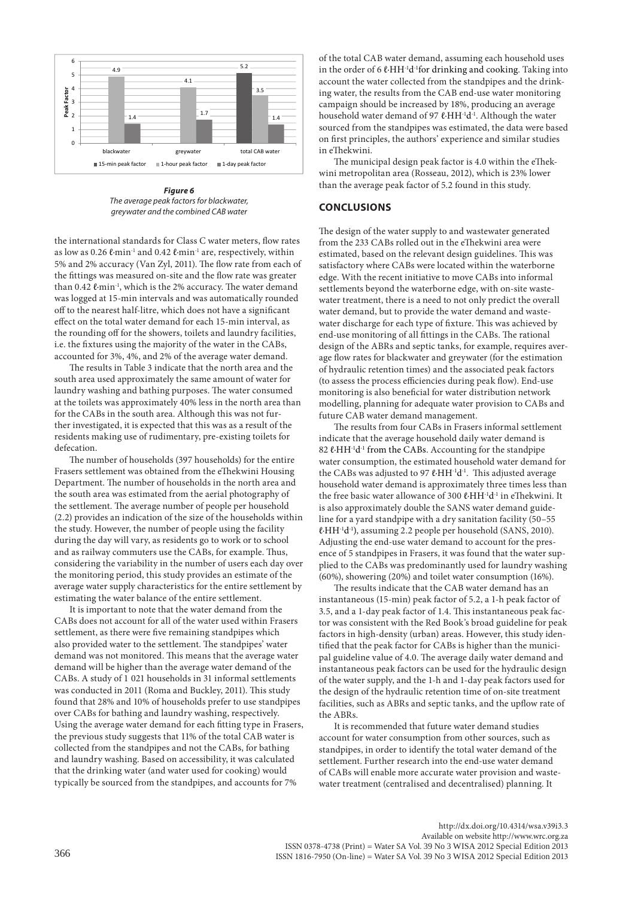Figure 6
*The average peak factors for blackwater, greywater and the combined CAB water*

the international standards for Class C water meters, flow rates as low as 0.26 ℓ·min$^{-1}$ and 0.42 ℓ·min$^{-1}$ are, respectively, within 5% and 2% accuracy (Van Zyl, 2011). The flow rate from each of the fittings was measured on-site and the flow rate was greater than 0.42 ℓ·min$^{-1}$, which is the 2% accuracy. The water demand was logged at 15-min intervals and was automatically rounded off to the nearest half-litre, which does not have a significant effect on the total water demand for each 15-min interval, as the rounding off for the showers, toilets and laundry facilities, i.e. the fixtures using the majority of the water in the CABs, accounted for 3%, 4%, and 2% of the average water demand.

The results in Table 3 indicate that the north area and the south area used approximately the same amount of water for laundry washing and bathing purposes. The water consumed at the toilets was approximately 40% less in the north area than for the CABs in the south area. Although this was not further investigated, it is expected that this was as a result of the residents making use of rudimentary, pre-existing toilets for defecation.

The number of households (397 households) for the entire Frasers settlement was obtained from the eThekwini Housing Department. The number of households in the north area and the south area was estimated from the aerial photography of the settlement. The average number of people per household (2.2) provides an indication of the size of the households within the study. However, the number of people using the facility during the day will vary, as residents go to work or to school and as railway commuters use the CABs, for example. Thus, considering the variability in the number of users each day over the monitoring period, this study provides an estimate of the average water supply characteristics for the entire settlement by estimating the water balance of the entire settlement.

It is important to note that the water demand from the CABs does not account for all of the water used within Frasers settlement, as there were five remaining standpipes which also provided water to the settlement. The standpipes' water demand was not monitored. This means that the average water demand will be higher than the average water demand of the CABs. A study of 1 021 households in 31 informal settlements was conducted in 2011 (Roma and Buckley, 2011). This study found that 28% and 10% of households prefer to use standpipes over CABs for bathing and laundry washing, respectively. Using the average water demand for each fitting type in Frasers, the previous study suggests that 11% of the total CAB water is collected from the standpipes and not the CABs, for bathing and laundry washing. Based on accessibility, it was calculated that the drinking water (and water used for cooking) would typically be sourced from the standpipes, and accounts for 7% of the total CAB water demand, assuming each household uses in the order of 6 ℓ·HH$^{-1}$d$^{-1}$for drinking and cooking. Taking into account the water collected from the standpipes and the drinking water, the results from the CAB end-use water monitoring campaign should be increased by 18%, producing an average household water demand of 97 ℓ·HH$^{-1}$d$^{-1}$. Although the water sourced from the standpipes was estimated, the data were based on first principles, the authors' experience and similar studies in eThekwini.

The municipal design peak factor is 4.0 within the eThekwini metropolitan area (Rosseau, 2012), which is 23% lower than the average peak factor of 5.2 found in this study.

## CONCLUSIONS

The design of the water supply to and wastewater generated from the 233 CABs rolled out in the eThekwini area were estimated, based on the relevant design guidelines. This was satisfactory where CABs were located within the waterborne edge. With the recent initiative to move CABs into informal settlements beyond the waterborne edge, with on-site wastewater treatment, there is a need to not only predict the overall water demand, but to provide the water demand and wastewater discharge for each type of fixture. This was achieved by end-use monitoring of all fittings in the CABs. The rational design of the ABRs and septic tanks, for example, requires average flow rates for blackwater and greywater (for the estimation of hydraulic retention times) and the associated peak factors (to assess the process efficiencies during peak flow). End-use monitoring is also beneficial for water distribution network modelling, planning for adequate water provision to CABs and future CAB water demand management.

The results from four CABs in Frasers informal settlement indicate that the average household daily water demand is 82 ℓ·HH$^{-1}$d$^{-1}$ from the CABs. Accounting for the standpipe water consumption, the estimated household water demand for the CABs was adjusted to 97 ℓ·HH$^{-1}$d$^{-1}$. This adjusted average household water demand is approximately three times less than the free basic water allowance of 300 ℓ·HH$^{-1}$d$^{-1}$ in eThekwini. It is also approximately double the SANS water demand guideline for a yard standpipe with a dry sanitation facility (50–55 ℓ·HH$^{-1}$d$^{-1}$), assuming 2.2 people per household (SANS, 2010). Adjusting the end-use water demand to account for the presence of 5 standpipes in Frasers, it was found that the water supplied to the CABs was predominantly used for laundry washing (60%), showering (20%) and toilet water consumption (16%).

The results indicate that the CAB water demand has an instantaneous (15-min) peak factor of 5.2, a 1-h peak factor of 3.5, and a 1-day peak factor of 1.4. This instantaneous peak factor was consistent with the Red Book's broad guideline for peak factors in high-density (urban) areas. However, this study identified that the peak factor for CABs is higher than the municipal guideline value of 4.0. The average daily water demand and instantaneous peak factors can be used for the hydraulic design of the water supply, and the 1-h and 1-day peak factors used for the design of the hydraulic retention time of on-site treatment facilities, such as ABRs and septic tanks, and the upflow rate of the ABRs.

It is recommended that future water demand studies account for water consumption from other sources, such as standpipes, in order to identify the total water demand of the settlement. Further research into the end-use water demand of CABs will enable more accurate water provision and wastewater treatment (centralised and decentralised) planning. It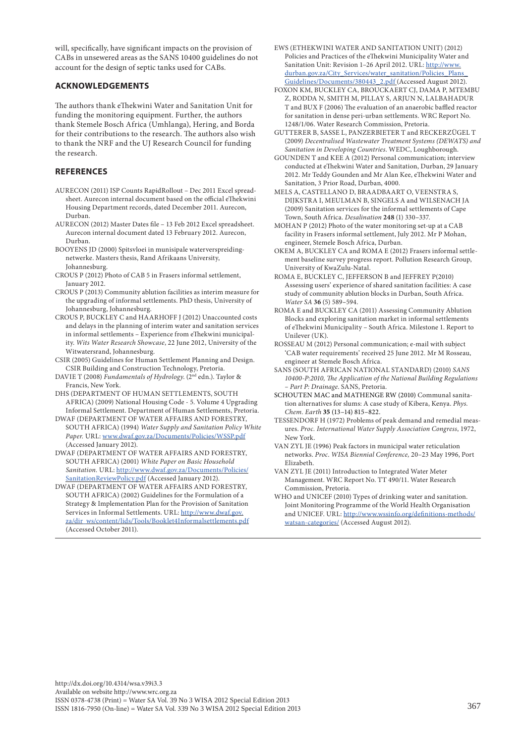will, specifically, have significant impacts on the provision of CABs in unsewered areas as the SANS 10400 guidelines do not account for the design of septic tanks used for CABs.

## ACKNOWLEDGEMENTS

The authors thank eThekwini Water and Sanitation Unit for funding the monitoring equipment. Further, the authors thank Stemele Bosch Africa (Umhlanga), Hering, and Borda for their contributions to the research. The authors also wish to thank the NRF and the UJ Research Council for funding the research.

## REFERENCES

AURECON (2011) ISP Counts RapidRollout – Dec 2011 Excel spreadsheet. Aurecon internal document based on the official eThekwini Housing Department records, dated December 2011. Aurecon, Durban.

AURECON (2012) Master Dates file – 13 Feb 2012 Excel spreadsheet. Aurecon internal document dated 13 February 2012. Aurecon, Durban.

BOOYENS JD (2000) Spitsvloei in munisipale waterverspreidingnetwerke. Masters thesis, Rand Afrikaans University, Johannesburg.

CROUS P (2012) Photo of CAB 5 in Frasers informal settlement, January 2012.

CROUS P (2013) Community ablution facilities as interim measure for the upgrading of informal settlements. PhD thesis, University of Johannesburg, Johannesburg.

CROUS P, BUCKLEY C and HAARHOFF J (2012) Unaccounted costs and delays in the planning of interim water and sanitation services in informal settlements – Experience from eThekwini municipality. *Wits Water Research Showcase*, 22 June 2012, University of the Witwatersrand, Johannesburg.

CSIR (2005) Guidelines for Human Settlement Planning and Design. CSIR Building and Construction Technology, Pretoria.

DAVIE T (2008) *Fundamentals of Hydrology.* (2nd edn.). Taylor & Francis, New York.

DHS (DEPARTMENT OF HUMAN SETTLEMENTS, SOUTH AFRICA) (2009) National Housing Code - 5. Volume 4 Upgrading Informal Settlement. Department of Human Settlements, Pretoria.

DWAF (DEPARTMENT OF WATER AFFAIRS AND FORESTRY, SOUTH AFRICA) (1994) *Water Supply and Sanitation Policy White Paper.* URL: www.dwaf.gov.za/Documents/Policies/WSSP.pdf (Accessed January 2012).

DWAF (DEPARTMENT OF WATER AFFAIRS AND FORESTRY, SOUTH AFRICA) (2001) *White Paper on Basic Household Sanitation.* URL: http://www.dwaf.gov.za/Documents/Policies/SanitationReviewPolicy.pdf (Accessed January 2012).

DWAF (DEPARTMENT OF WATER AFFAIRS AND FORESTRY, SOUTH AFRICA) (2002) Guidelines for the Formulation of a Strategy & Implementation Plan for the Provision of Sanitation Services in Informal Settlements. URL: http://www.dwaf.gov.za/dir_ws/content/lids/Tools/Booklet4Informalsettlements.pdf (Accessed October 2011).

EWS (ETHEKWINI WATER AND SANITATION UNIT) (2012) Policies and Practices of the eThekwini Municipality Water and Sanitation Unit: Revision 1–26 April 2012. URL: http://www.durban.gov.za/City_Services/water_sanitation/Policies_Plans_Guidelines/Documents/380443_2.pdf (Accessed August 2012).

FOXON KM, BUCKLEY CA, BROUCKAERT CJ, DAMA P, MTEMBU Z, RODDA N, SMITH M, PILLAY S, ARJUN N, LALBAHADUR T and BUX F (2006) The evaluation of an anaerobic baffled reactor for sanitation in dense peri-urban settlements. WRC Report No. 1248/1/06. Water Research Commission, Pretoria.

GUTTERER B, SASSE L, PANZERBIETER T and RECKERZÜGEL T (2009) *Decentralised Wastewater Treatment Systems (DEWATS) and Sanitation in Developing Countries.* WEDC, Loughborough.

GOUNDEN T and KEE A (2012) Personal communication; interview conducted at eThekwini Water and Sanitation, Durban, 29 January 2012. Mr Teddy Gounden and Mr Alan Kee, eThekwini Water and Sanitation, 3 Prior Road, Durban, 4000.

MELS A, CASTELLANO D, BRAADBAART O, VEENSTRA S, DIJKSTRA I, MEULMAN B, SINGELS A and WILSENACH JA (2009) Sanitation services for the informal settlements of Cape Town, South Africa. *Desalination* **248** (1) 330–337.

MOHAN P (2012) Photo of the water monitoring set-up at a CAB facility in Frasers informal settlement, July 2012. Mr P Mohan, engineer, Stemele Bosch Africa, Durban.

OKEM A, BUCKLEY CA and ROMA E (2012) Frasers informal settlement baseline survey progress report. Pollution Research Group, University of KwaZulu-Natal.

ROMA E, BUCKLEY C, JEFFERSON B and JEFFREY P(2010) Assessing users' experience of shared sanitation facilities: A case study of community ablution blocks in Durban, South Africa. *Water SA* **36** (5) 589–594.

ROMA E and BUCKLEY CA (2011) Assessing Community Ablution Blocks and exploring sanitation market in informal settlements of eThekwini Municipality – South Africa. Milestone 1. Report to Unilever (UK).

ROSSEAU M (2012) Personal communication; e-mail with subject 'CAB water requirements' received 25 June 2012. Mr M Rosseau, engineer at Stemele Bosch Africa.

SANS (SOUTH AFRICAN NATIONAL STANDARD) (2010) *SANS 10400-P:2010, The Application of the National Building Regulations – Part P: Drainage.* SANS, Pretoria.

SCHOUTEN MAC and MATHENGE RW (2010) Communal sanitation alternatives for slums: A case study of Kibera, Kenya. *Phys. Chem. Earth* **35** (13–14) 815–822.

TESSENDORF H (1972) Problems of peak demand and remedial measures. *Proc. International Water Supply Association Congress*, 1972, New York.

VAN ZYL JE (1996) Peak factors in municipal water reticulation networks. *Proc. WISA Biennial Conference,* 20–23 May 1996, Port Elizabeth.

VAN ZYL JE (2011) Introduction to Integrated Water Meter Management. WRC Report No. TT 490/11. Water Research Commission, Pretoria.

WHO and UNICEF (2010) Types of drinking water and sanitation. Joint Monitoring Programme of the World Health Organisation and UNICEF. URL: http://www.wssinfo.org/definitions-methods/watsan-categories/ (Accessed August 2012).